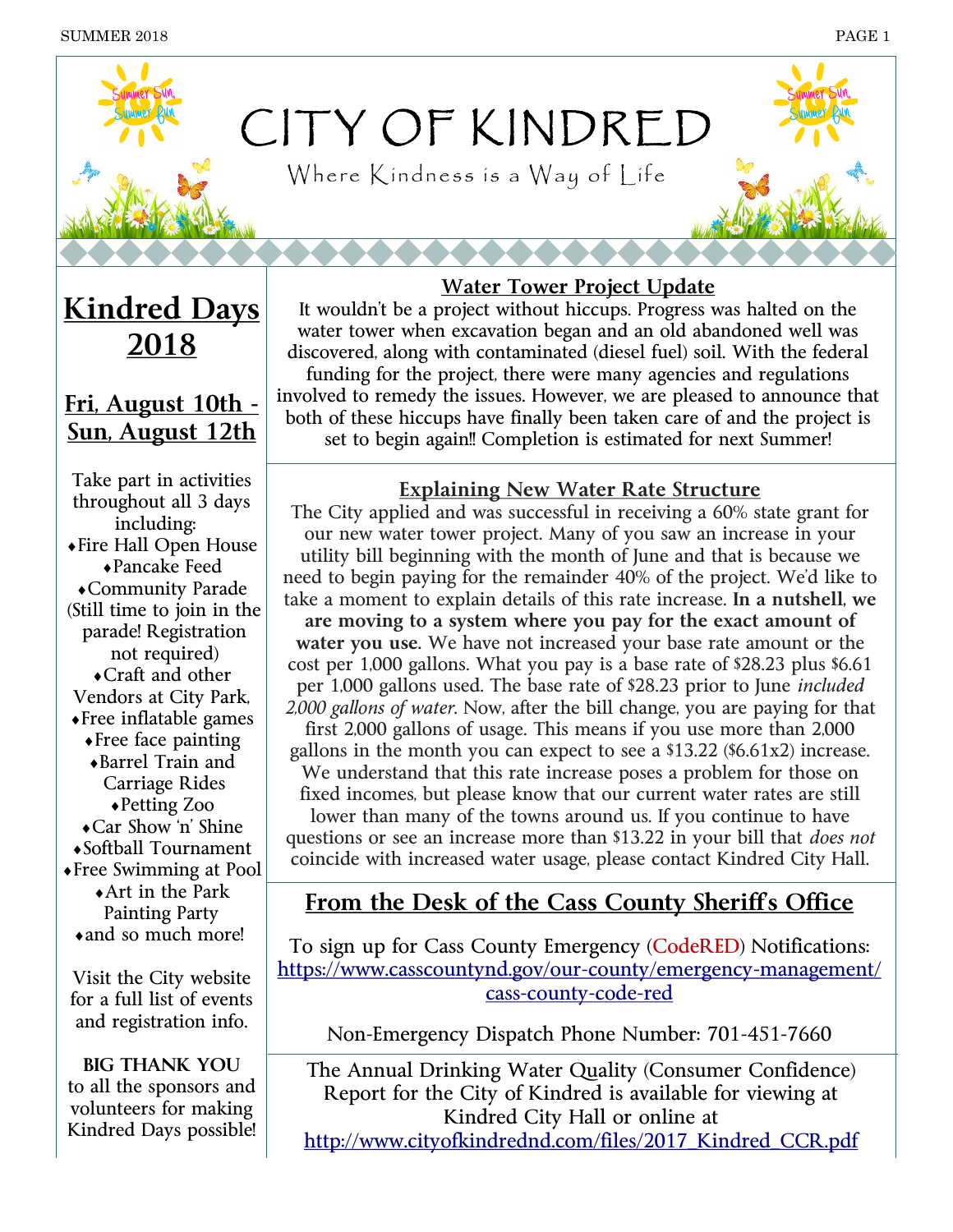// CITY OF KINDRED

Where Kindness is a Way of Life

## Kindred Days 2018

### Fri, August 10th - Sun, August 12th

Take part in activities throughout all 3 days including:

- Fire Hall Open House
- Pancake Feed
- Community Parade (Still time to join in the parade! Registration not required)
- Craft and other Vendors at City Park,
- Free inflatable games
- Free face painting
- Barrel Train and Carriage Rides
- Petting Zoo
- Car Show 'n' Shine
- Softball Tournament
- Free Swimming at Pool
- Art in the Park Painting Party
- and so much more!

Visit the City website for a full list of events and registration info.

**BIG THANK YOU** to all the sponsors and volunteers for making Kindred Days possible!

## Water Tower Project Update

It wouldn't be a project without hiccups. Progress was halted on the water tower when excavation began and an old abandoned well was discovered, along with contaminated (diesel fuel) soil. With the federal funding for the project, there were many agencies and regulations involved to remedy the issues. However, we are pleased to announce that both of these hiccups have finally been taken care of and the project is set to begin again!! Completion is estimated for next Summer!

## Explaining New Water Rate Structure

The City applied and was successful in receiving a 60% state grant for our new water tower project. Many of you saw an increase in your utility bill beginning with the month of June and that is because we need to begin paying for the remainder 40% of the project. We'd like to take a moment to explain details of this rate increase. **In a nutshell, we are moving to a system where you pay for the exact amount of water you use.** We have not increased your base rate amount or the cost per 1,000 gallons. What you pay is a base rate of $28.23 plus $6.61 per 1,000 gallons used. The base rate of $28.23 prior to June *included 2,000 gallons of water*. Now, after the bill change, you are paying for that first 2,000 gallons of usage. This means if you use more than 2,000 gallons in the month you can expect to see a $13.22 ($6.61x2) increase. We understand that this rate increase poses a problem for those on fixed incomes, but please know that our current water rates are still lower than many of the towns around us. If you continue to have questions or see an increase more than $13.22 in your bill that *does not* coincide with increased water usage, please contact Kindred City Hall.

## From the Desk of the Cass County Sheriff's Office

To sign up for Cass County Emergency (CodeRED) Notifications: https://www.casscountynd.gov/our-county/emergency-management/cass-county-code-red

Non-Emergency Dispatch Phone Number: 701-451-7660

The Annual Drinking Water Quality (Consumer Confidence) Report for the City of Kindred is available for viewing at Kindred City Hall or online at http://www.cityofkindrednd.com/files/2017_Kindred_CCR.pdf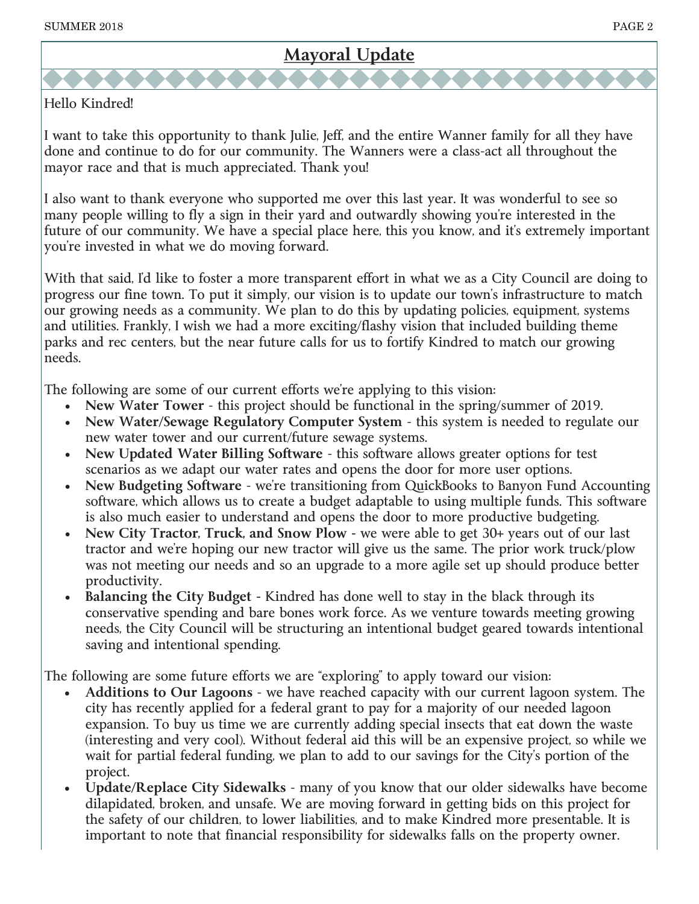## Mayoral Update

Hello Kindred!

I want to take this opportunity to thank Julie, Jeff, and the entire Wanner family for all they have done and continue to do for our community. The Wanners were a class-act all throughout the mayor race and that is much appreciated. Thank you!

I also want to thank everyone who supported me over this last year. It was wonderful to see so many people willing to fly a sign in their yard and outwardly showing you're interested in the future of our community. We have a special place here, this you know, and it's extremely important you're invested in what we do moving forward.

With that said, I'd like to foster a more transparent effort in what we as a City Council are doing to progress our fine town. To put it simply, our vision is to update our town's infrastructure to match our growing needs as a community. We plan to do this by updating policies, equipment, systems and utilities. Frankly, I wish we had a more exciting/flashy vision that included building theme parks and rec centers, but the near future calls for us to fortify Kindred to match our growing needs.

The following are some of our current efforts we're applying to this vision:

- **New Water Tower** - this project should be functional in the spring/summer of 2019.
- **New Water/Sewage Regulatory Computer System** - this system is needed to regulate our new water tower and our current/future sewage systems.
- **New Updated Water Billing Software** - this software allows greater options for test scenarios as we adapt our water rates and opens the door for more user options.
- **New Budgeting Software** - we're transitioning from QuickBooks to Banyon Fund Accounting software, which allows us to create a budget adaptable to using multiple funds. This software is also much easier to understand and opens the door to more productive budgeting.
- **New City Tractor, Truck, and Snow Plow** - we were able to get 30+ years out of our last tractor and we're hoping our new tractor will give us the same. The prior work truck/plow was not meeting our needs and so an upgrade to a more agile set up should produce better productivity.
- **Balancing the City Budget** - Kindred has done well to stay in the black through its conservative spending and bare bones work force. As we venture towards meeting growing needs, the City Council will be structuring an intentional budget geared towards intentional saving and intentional spending.

The following are some future efforts we are "exploring" to apply toward our vision:

- **Additions to Our Lagoons** - we have reached capacity with our current lagoon system. The city has recently applied for a federal grant to pay for a majority of our needed lagoon expansion. To buy us time we are currently adding special insects that eat down the waste (interesting and very cool). Without federal aid this will be an expensive project, so while we wait for partial federal funding, we plan to add to our savings for the City's portion of the project.
- **Update/Replace City Sidewalks** - many of you know that our older sidewalks have become dilapidated, broken, and unsafe. We are moving forward in getting bids on this project for the safety of our children, to lower liabilities, and to make Kindred more presentable. It is important to note that financial responsibility for sidewalks falls on the property owner.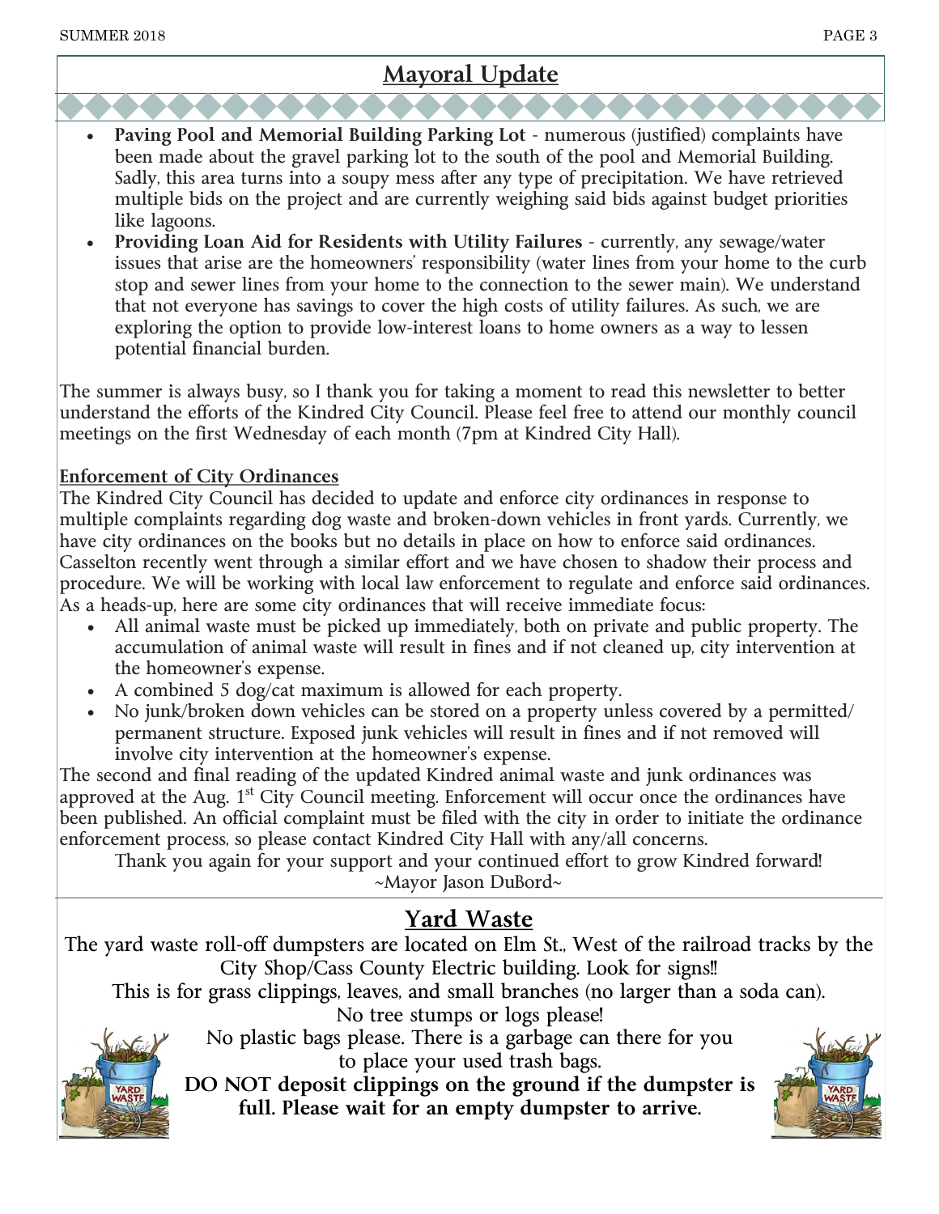## Mayoral Update

- **Paving Pool and Memorial Building Parking Lot** - numerous (justified) complaints have been made about the gravel parking lot to the south of the pool and Memorial Building. Sadly, this area turns into a soupy mess after any type of precipitation. We have retrieved multiple bids on the project and are currently weighing said bids against budget priorities like lagoons.
- **Providing Loan Aid for Residents with Utility Failures** - currently, any sewage/water issues that arise are the homeowners' responsibility (water lines from your home to the curb stop and sewer lines from your home to the connection to the sewer main). We understand that not everyone has savings to cover the high costs of utility failures. As such, we are exploring the option to provide low-interest loans to home owners as a way to lessen potential financial burden.

The summer is always busy, so I thank you for taking a moment to read this newsletter to better understand the efforts of the Kindred City Council. Please feel free to attend our monthly council meetings on the first Wednesday of each month (7pm at Kindred City Hall).

### Enforcement of City Ordinances

The Kindred City Council has decided to update and enforce city ordinances in response to multiple complaints regarding dog waste and broken-down vehicles in front yards. Currently, we have city ordinances on the books but no details in place on how to enforce said ordinances. Casselton recently went through a similar effort and we have chosen to shadow their process and procedure. We will be working with local law enforcement to regulate and enforce said ordinances. As a heads-up, here are some city ordinances that will receive immediate focus:

- All animal waste must be picked up immediately, both on private and public property. The accumulation of animal waste will result in fines and if not cleaned up, city intervention at the homeowner's expense.
- A combined 5 dog/cat maximum is allowed for each property.
- No junk/broken down vehicles can be stored on a property unless covered by a permitted/ permanent structure. Exposed junk vehicles will result in fines and if not removed will involve city intervention at the homeowner's expense.

The second and final reading of the updated Kindred animal waste and junk ordinances was approved at the Aug. 1st City Council meeting. Enforcement will occur once the ordinances have been published. An official complaint must be filed with the city in order to initiate the ordinance enforcement process, so please contact Kindred City Hall with any/all concerns.

Thank you again for your support and your continued effort to grow Kindred forward!

~Mayor Jason DuBord~

## Yard Waste

The yard waste roll-off dumpsters are located on Elm St., West of the railroad tracks by the City Shop/Cass County Electric building. Look for signs!!

This is for grass clippings, leaves, and small branches (no larger than a soda can).

No tree stumps or logs please!

No plastic bags please. There is a garbage can there for you to place your used trash bags.

**DO NOT deposit clippings on the ground if the dumpster is full. Please wait for an empty dumpster to arrive.**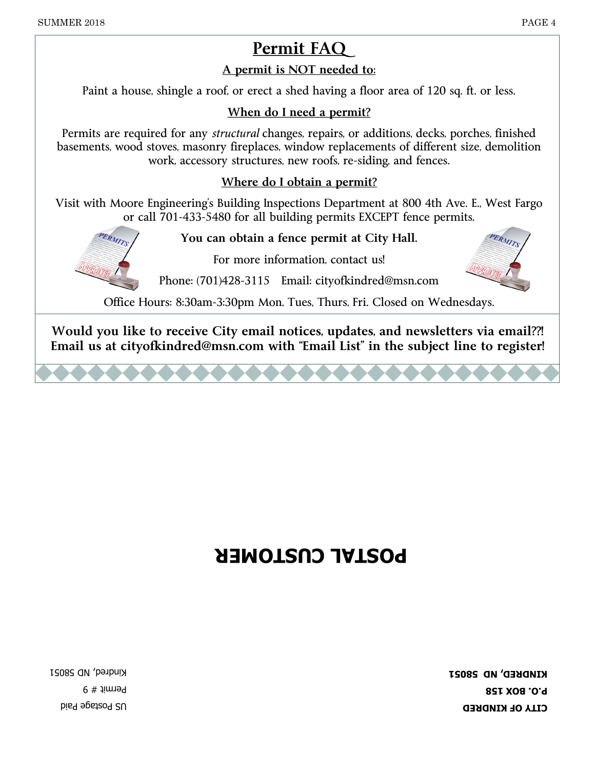# Permit FAQ

## A permit is NOT needed to:

Paint a house, shingle a roof, or erect a shed having a floor area of 120 sq. ft. or less.

## When do I need a permit?

Permits are required for any *structural* changes, repairs, or additions, decks, porches, finished basements, wood stoves, masonry fireplaces, window replacements of different size, demolition work, accessory structures, new roofs, re-siding, and fences.

## Where do I obtain a permit?

Visit with Moore Engineering's Building Inspections Department at 800 4th Ave. E., West Fargo or call 701-433-5480 for all building permits EXCEPT fence permits.

**You can obtain a fence permit at City Hall.**

For more information, contact us!

Phone: (701)428-3115 Email: cityofkindred@msn.com

Office Hours: 8:30am-3:30pm Mon, Tues, Thurs, Fri. Closed on Wednesdays.

**Would you like to receive City email notices, updates, and newsletters via email??! Email us at cityofkindred@msn.com with "Email List" in the subject line to register!**

**POSTAL CUSTOMER**

US Postage Paid
Permit # 9
Kindred, ND 58051

**CITY OF KINDRED**
**P.O. BOX 158**
**KINDRED, ND 58051**